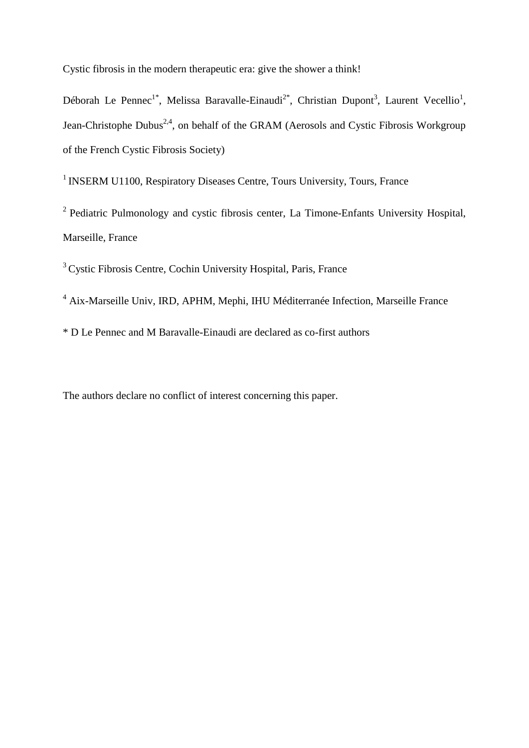# Cystic fibrosis in the modern therapeutic era: give the shower a think!

Déborah Le Pennec[1*], Melissa Baravalle-Einaudi[2*], Christian Dupont[3], Laurent Vecellio[1], Jean-Christophe Dubus[2,4], on behalf of the GRAM (Aerosols and Cystic Fibrosis Workgroup of the French Cystic Fibrosis Society)

[1] INSERM U1100, Respiratory Diseases Centre, Tours University, Tours, France

[2] Pediatric Pulmonology and cystic fibrosis center, La Timone-Enfants University Hospital, Marseille, France

[3] Cystic Fibrosis Centre, Cochin University Hospital, Paris, France

[4] Aix-Marseille Univ, IRD, APHM, Mephi, IHU Méditerranée Infection, Marseille France

* D Le Pennec and M Baravalle-Einaudi are declared as co-first authors

The authors declare no conflict of interest concerning this paper.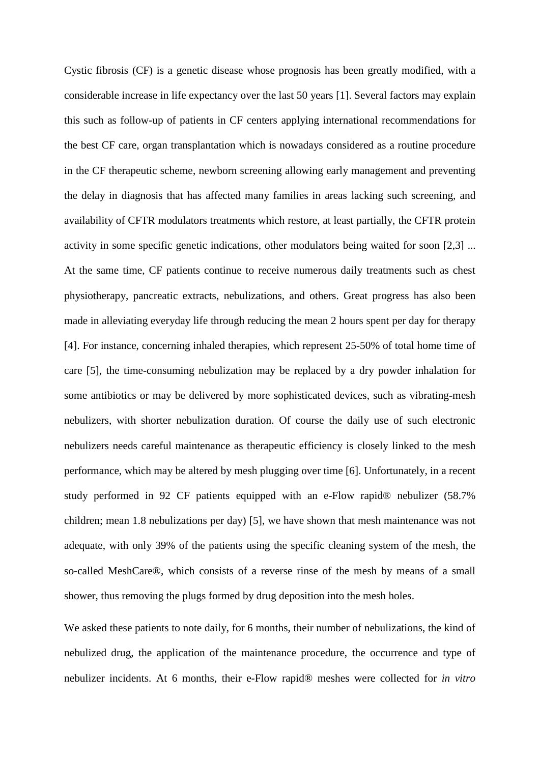Cystic fibrosis (CF) is a genetic disease whose prognosis has been greatly modified, with a considerable increase in life expectancy over the last 50 years [1]. Several factors may explain this such as follow-up of patients in CF centers applying international recommendations for the best CF care, organ transplantation which is nowadays considered as a routine procedure in the CF therapeutic scheme, newborn screening allowing early management and preventing the delay in diagnosis that has affected many families in areas lacking such screening, and availability of CFTR modulators treatments which restore, at least partially, the CFTR protein activity in some specific genetic indications, other modulators being waited for soon [2,3] ... At the same time, CF patients continue to receive numerous daily treatments such as chest physiotherapy, pancreatic extracts, nebulizations, and others. Great progress has also been made in alleviating everyday life through reducing the mean 2 hours spent per day for therapy [4]. For instance, concerning inhaled therapies, which represent 25-50% of total home time of care [5], the time-consuming nebulization may be replaced by a dry powder inhalation for some antibiotics or may be delivered by more sophisticated devices, such as vibrating-mesh nebulizers, with shorter nebulization duration. Of course the daily use of such electronic nebulizers needs careful maintenance as therapeutic efficiency is closely linked to the mesh performance, which may be altered by mesh plugging over time [6]. Unfortunately, in a recent study performed in 92 CF patients equipped with an e-Flow rapid® nebulizer (58.7% children; mean 1.8 nebulizations per day) [5], we have shown that mesh maintenance was not adequate, with only 39% of the patients using the specific cleaning system of the mesh, the so-called MeshCare®, which consists of a reverse rinse of the mesh by means of a small shower, thus removing the plugs formed by drug deposition into the mesh holes.

We asked these patients to note daily, for 6 months, their number of nebulizations, the kind of nebulized drug, the application of the maintenance procedure, the occurrence and type of nebulizer incidents. At 6 months, their e-Flow rapid® meshes were collected for *in vitro*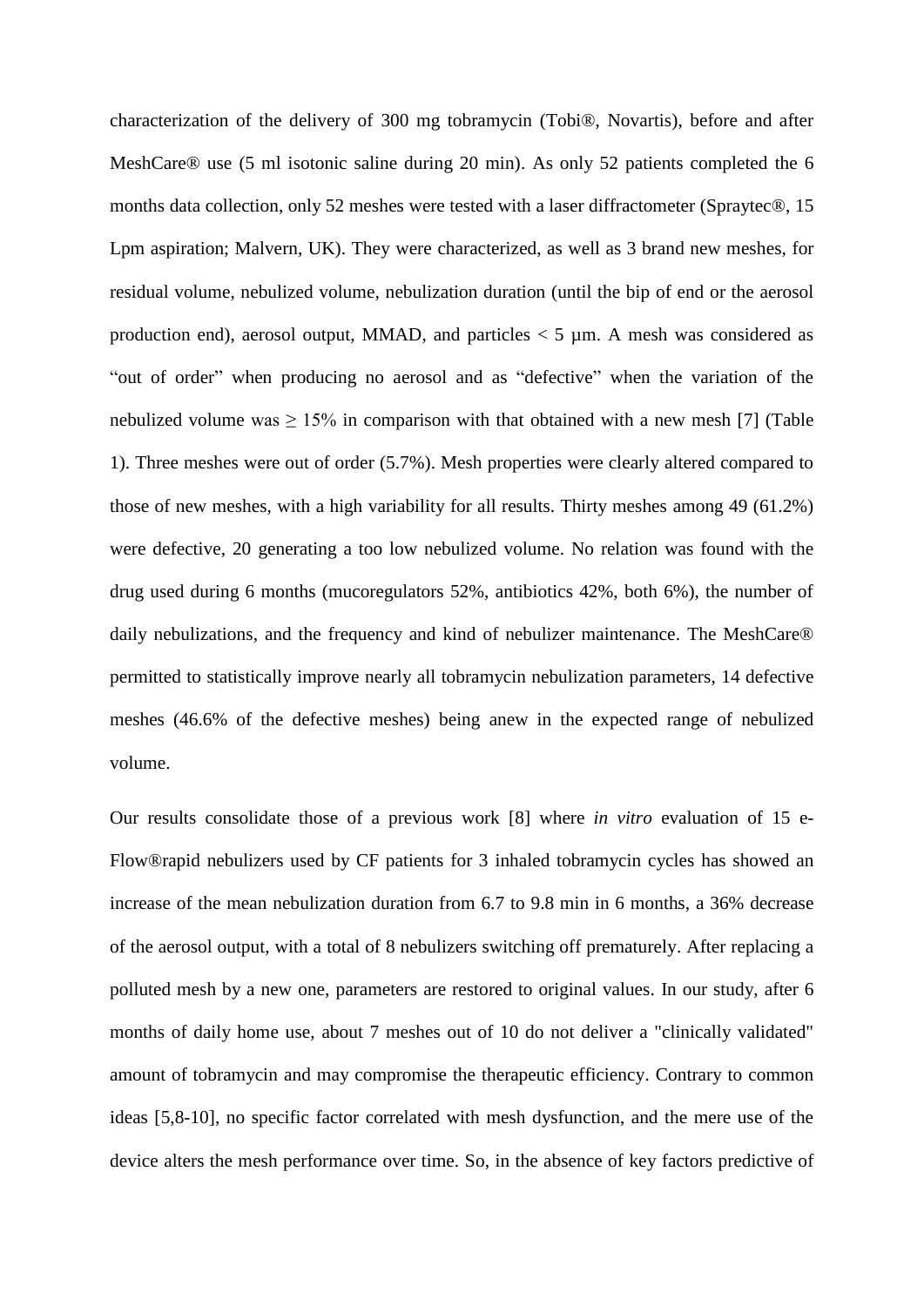characterization of the delivery of 300 mg tobramycin (Tobi®, Novartis), before and after MeshCare® use (5 ml isotonic saline during 20 min). As only 52 patients completed the 6 months data collection, only 52 meshes were tested with a laser diffractometer (Spraytec®, 15 Lpm aspiration; Malvern, UK). They were characterized, as well as 3 brand new meshes, for residual volume, nebulized volume, nebulization duration (until the bip of end or the aerosol production end), aerosol output, MMAD, and particles < 5 µm. A mesh was considered as "out of order" when producing no aerosol and as "defective" when the variation of the nebulized volume was ≥ 15% in comparison with that obtained with a new mesh [7] (Table 1). Three meshes were out of order (5.7%). Mesh properties were clearly altered compared to those of new meshes, with a high variability for all results. Thirty meshes among 49 (61.2%) were defective, 20 generating a too low nebulized volume. No relation was found with the drug used during 6 months (mucoregulators 52%, antibiotics 42%, both 6%), the number of daily nebulizations, and the frequency and kind of nebulizer maintenance. The MeshCare® permitted to statistically improve nearly all tobramycin nebulization parameters, 14 defective meshes (46.6% of the defective meshes) being anew in the expected range of nebulized volume.

Our results consolidate those of a previous work [8] where *in vitro* evaluation of 15 e-Flow®rapid nebulizers used by CF patients for 3 inhaled tobramycin cycles has showed an increase of the mean nebulization duration from 6.7 to 9.8 min in 6 months, a 36% decrease of the aerosol output, with a total of 8 nebulizers switching off prematurely. After replacing a polluted mesh by a new one, parameters are restored to original values. In our study, after 6 months of daily home use, about 7 meshes out of 10 do not deliver a "clinically validated" amount of tobramycin and may compromise the therapeutic efficiency. Contrary to common ideas [5,8-10], no specific factor correlated with mesh dysfunction, and the mere use of the device alters the mesh performance over time. So, in the absence of key factors predictive of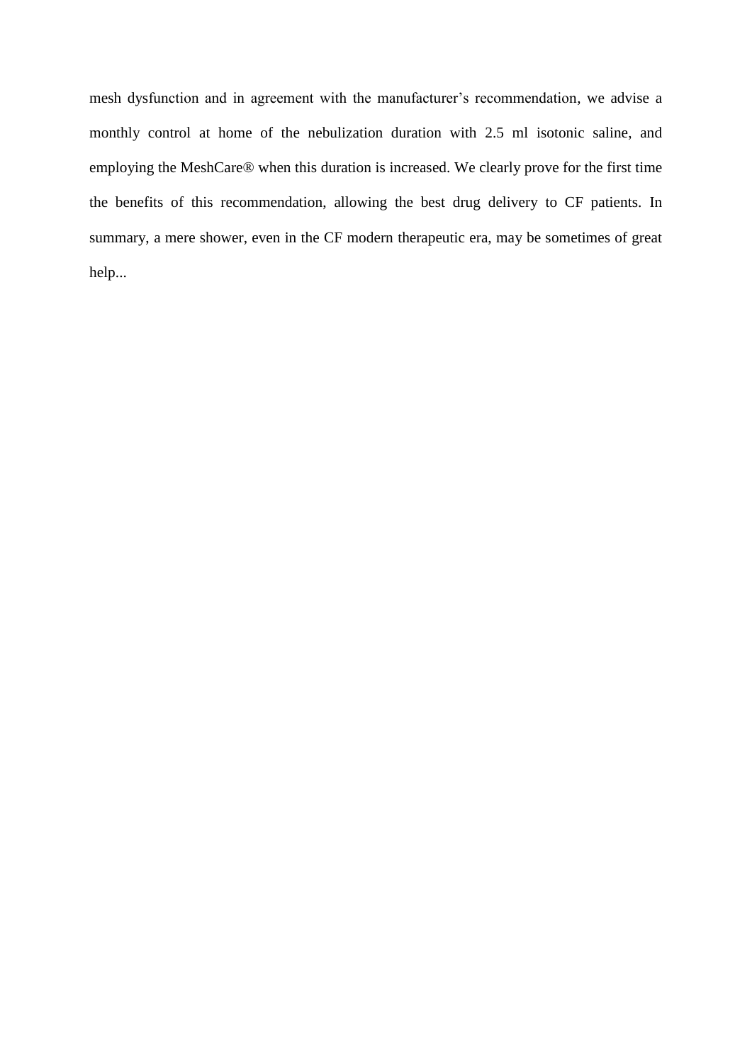mesh dysfunction and in agreement with the manufacturer's recommendation, we advise a monthly control at home of the nebulization duration with 2.5 ml isotonic saline, and employing the MeshCare® when this duration is increased. We clearly prove for the first time the benefits of this recommendation, allowing the best drug delivery to CF patients. In summary, a mere shower, even in the CF modern therapeutic era, may be sometimes of great help...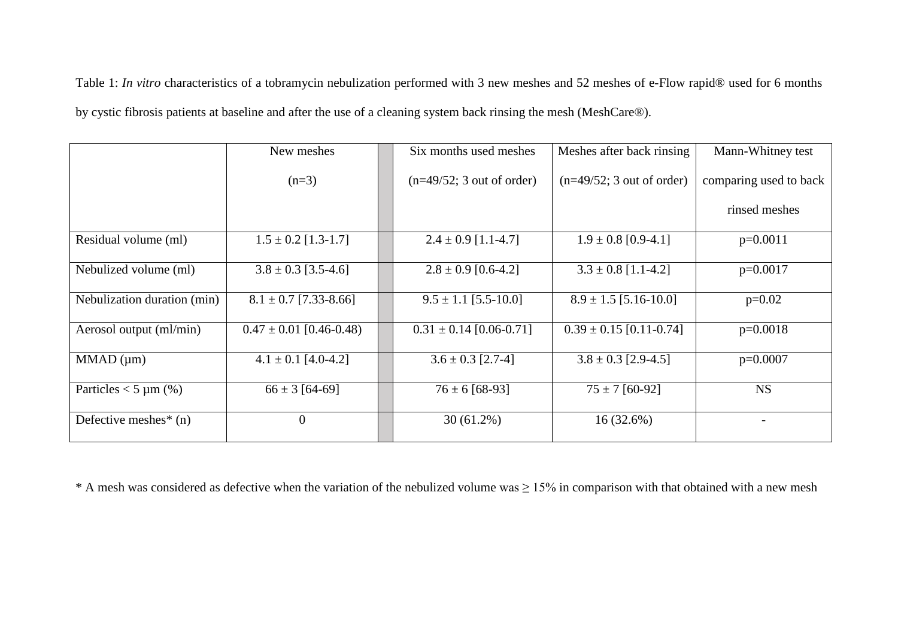Table 1: *In vitro* characteristics of a tobramycin nebulization performed with 3 new meshes and 52 meshes of e-Flow rapid® used for 6 months by cystic fibrosis patients at baseline and after the use of a cleaning system back rinsing the mesh (MeshCare®).

| | New meshes (n=3) | | Six months used meshes (n=49/52; 3 out of order) | Meshes after back rinsing (n=49/52; 3 out of order) | Mann-Whitney test comparing used to back rinsed meshes |
|---|---|---|---|---|---|
| Residual volume (ml) | 1.5 ± 0.2 [1.3-1.7] | | 2.4 ± 0.9 [1.1-4.7] | 1.9 ± 0.8 [0.9-4.1] | p=0.0011 |
| Nebulized volume (ml) | 3.8 ± 0.3 [3.5-4.6] | | 2.8 ± 0.9 [0.6-4.2] | 3.3 ± 0.8 [1.1-4.2] | p=0.0017 |
| Nebulization duration (min) | 8.1 ± 0.7 [7.33-8.66] | | 9.5 ± 1.1 [5.5-10.0] | 8.9 ± 1.5 [5.16-10.0] | p=0.02 |
| Aerosol output (ml/min) | 0.47 ± 0.01 [0.46-0.48) | | 0.31 ± 0.14 [0.06-0.71] | 0.39 ± 0.15 [0.11-0.74] | p=0.0018 |
| MMAD (µm) | 4.1 ± 0.1 [4.0-4.2] | | 3.6 ± 0.3 [2.7-4] | 3.8 ± 0.3 [2.9-4.5] | p=0.0007 |
| Particles < 5 µm (%) | 66 ± 3 [64-69] | | 76 ± 6 [68-93] | 75 ± 7 [60-92] | NS |
| Defective meshes* (n) | 0 | | 30 (61.2%) | 16 (32.6%) | - |

* A mesh was considered as defective when the variation of the nebulized volume was ≥ 15% in comparison with that obtained with a new mesh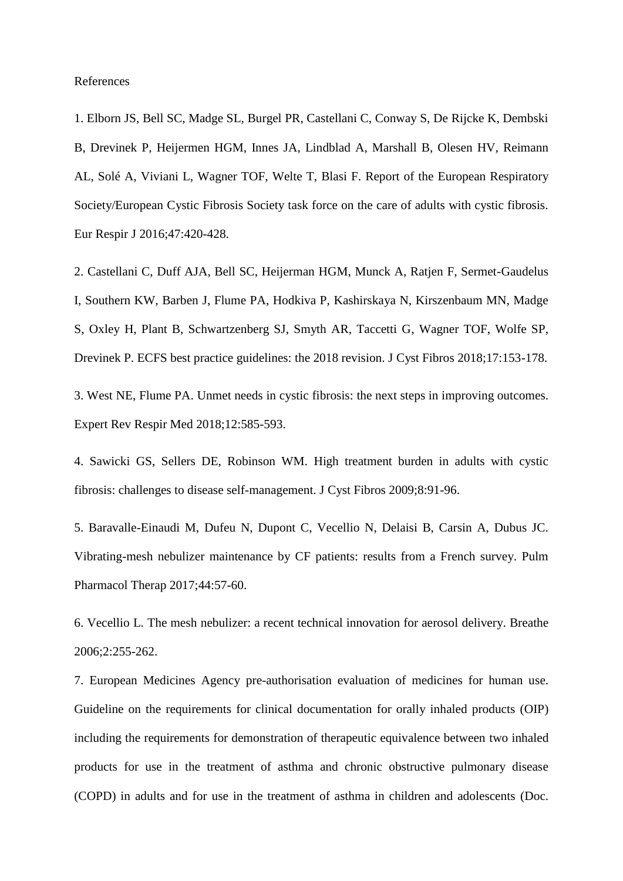References

1. Elborn JS, Bell SC, Madge SL, Burgel PR, Castellani C, Conway S, De Rijcke K, Dembski B, Drevinek P, Heijermen HGM, Innes JA, Lindblad A, Marshall B, Olesen HV, Reimann AL, Solé A, Viviani L, Wagner TOF, Welte T, Blasi F. Report of the European Respiratory Society/European Cystic Fibrosis Society task force on the care of adults with cystic fibrosis. Eur Respir J 2016;47:420-428.

2. Castellani C, Duff AJA, Bell SC, Heijerman HGM, Munck A, Ratjen F, Sermet-Gaudelus I, Southern KW, Barben J, Flume PA, Hodkiva P, Kashirskaya N, Kirszenbaum MN, Madge S, Oxley H, Plant B, Schwartzenberg SJ, Smyth AR, Taccetti G, Wagner TOF, Wolfe SP, Drevinek P. ECFS best practice guidelines: the 2018 revision. J Cyst Fibros 2018;17:153-178.

3. West NE, Flume PA. Unmet needs in cystic fibrosis: the next steps in improving outcomes. Expert Rev Respir Med 2018;12:585-593.

4. Sawicki GS, Sellers DE, Robinson WM. High treatment burden in adults with cystic fibrosis: challenges to disease self-management. J Cyst Fibros 2009;8:91-96.

5. Baravalle-Einaudi M, Dufeu N, Dupont C, Vecellio N, Delaisi B, Carsin A, Dubus JC. Vibrating-mesh nebulizer maintenance by CF patients: results from a French survey. Pulm Pharmacol Therap 2017;44:57-60.

6. Vecellio L. The mesh nebulizer: a recent technical innovation for aerosol delivery. Breathe 2006;2:255-262.

7. European Medicines Agency pre-authorisation evaluation of medicines for human use. Guideline on the requirements for clinical documentation for orally inhaled products (OIP) including the requirements for demonstration of therapeutic equivalence between two inhaled products for use in the treatment of asthma and chronic obstructive pulmonary disease (COPD) in adults and for use in the treatment of asthma in children and adolescents (Doc.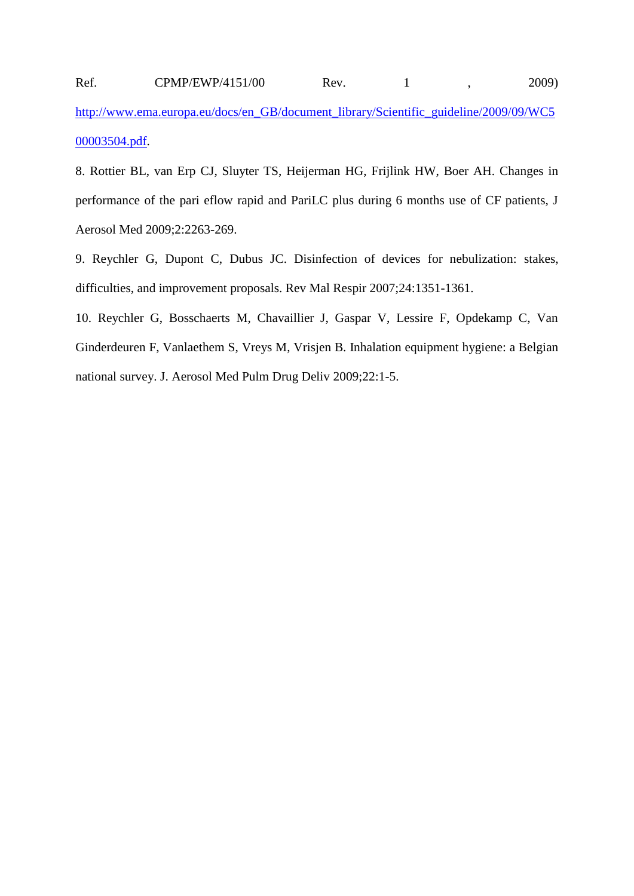Ref. CPMP/EWP/4151/00 Rev. 1 , 2009) [http://www.ema.europa.eu/docs/en_GB/document_library/Scientific_guideline/2009/09/WC500003504.pdf](http://www.ema.europa.eu/docs/en_GB/document_library/Scientific_guideline/2009/09/WC500003504.pdf).

8. Rottier BL, van Erp CJ, Sluyter TS, Heijerman HG, Frijlink HW, Boer AH. Changes in performance of the pari eflow rapid and PariLC plus during 6 months use of CF patients, J Aerosol Med 2009;2:2263-269.

9. Reychler G, Dupont C, Dubus JC. Disinfection of devices for nebulization: stakes, difficulties, and improvement proposals. Rev Mal Respir 2007;24:1351-1361.

10. Reychler G, Bosschaerts M, Chavaillier J, Gaspar V, Lessire F, Opdekamp C, Van Ginderdeuren F, Vanlaethem S, Vreys M, Vrisjen B. Inhalation equipment hygiene: a Belgian national survey. J. Aerosol Med Pulm Drug Deliv 2009;22:1-5.